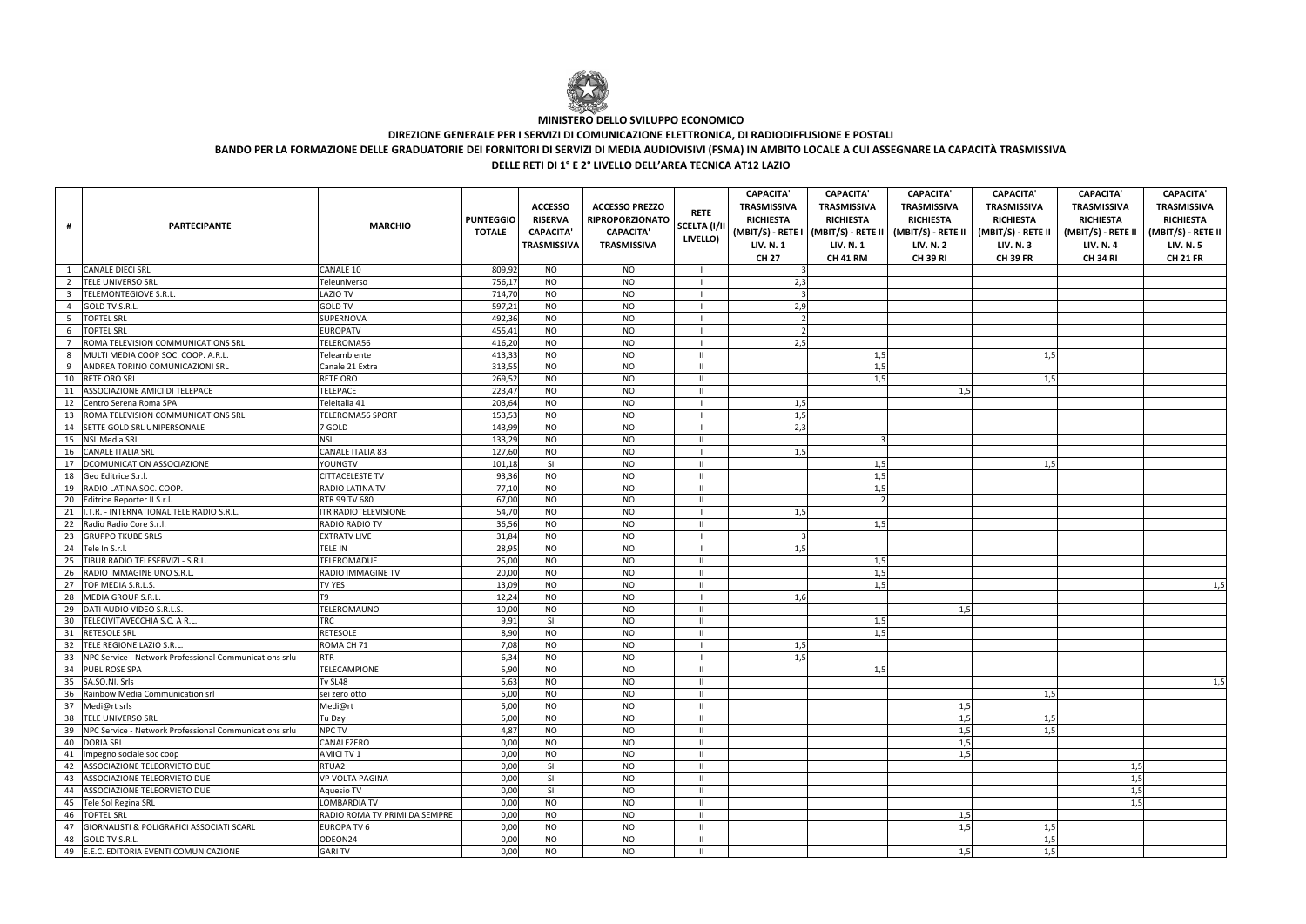**MINISTERO DELLO SVILUPPO ECONOMICO**

**DIREZIONE GENERALE PER I SERVIZI DI COMUNICAZIONE ELETTRONICA, DI RADIODIFFUSIONE E POSTALI**

**BANDO PER LA FORMAZIONE DELLE GRADUATORIE DEI FORNITORI DI SERVIZI DI MEDIA AUDIOVISIVI (FSMA) IN AMBITO LOCALE A CUI ASSEGNARE LA CAPACITÀ TRASMISSIVA DELLE RETI DI 1° E 2° LIVELLO DELL'AREA TECNICA AT12 LAZIO**

| # | PARTECIPANTE | MARCHIO | PUNTEGGIO TOTALE | ACCESSO RISERVA CAPACITA' TRASMISSIVA | ACCESSO PREZZO RIPROPORZIONATO CAPACITA' TRASMISSIVA | RETE SCELTA (I/II LIVELLO) | CAPACITA' TRASMISSIVA RICHIESTA (MBIT/S) - RETE I LIV. N. 1 CH 27 | CAPACITA' TRASMISSIVA RICHIESTA (MBIT/S) - RETE II LIV. N. 1 CH 41 RM | CAPACITA' TRASMISSIVA RICHIESTA (MBIT/S) - RETE II LIV. N. 2 CH 39 RI | CAPACITA' TRASMISSIVA RICHIESTA (MBIT/S) - RETE II LIV. N. 3 CH 39 FR | CAPACITA' TRASMISSIVA RICHIESTA (MBIT/S) - RETE II LIV. N. 4 CH 34 RI | CAPACITA' TRASMISSIVA RICHIESTA (MBIT/S) - RETE II LIV. N. 5 CH 21 FR |
|---|---|---|---|---|---|---|---|---|---|---|---|---|
| 1 | CANALE DIECI SRL | CANALE 10 | 809,92 | NO | NO | I | 3 | | | | | |
| 2 | TELE UNIVERSO SRL | Teleuniverso | 756,17 | NO | NO | I | 2,3 | | | | | |
| 3 | TELEMONTEGIOVE S.R.L. | LAZIO TV | 714,70 | NO | NO | I | 3 | | | | | |
| 4 | GOLD TV S.R.L. | GOLD TV | 597,21 | NO | NO | I | 2,9 | | | | | |
| 5 | TOPTEL SRL | SUPERNOVA | 492,36 | NO | NO | I | 2 | | | | | |
| 6 | TOPTEL SRL | EUROPATV | 455,41 | NO | NO | I | 2 | | | | | |
| 7 | ROMA TELEVISION COMMUNICATIONS SRL | TELEROMA56 | 416,20 | NO | NO | I | 2,5 | | | | | |
| 8 | MULTI MEDIA COOP SOC. COOP. A.R.L. | Teleambiente | 413,33 | NO | NO | II | | 1,5 | | 1,5 | | |
| 9 | ANDREA TORINO COMUNICAZIONI SRL | Canale 21 Extra | 313,55 | NO | NO | II | | 1,5 | | | | |
| 10 | RETE ORO SRL | RETE ORO | 269,52 | NO | NO | II | | 1,5 | | 1,5 | | |
| 11 | ASSOCIAZIONE AMICI DI TELEPACE | TELEPACE | 223,47 | NO | NO | II | | | 1,5 | | | |
| 12 | Centro Serena Roma SPA | Teleitalia 41 | 203,64 | NO | NO | I | 1,5 | | | | | |
| 13 | ROMA TELEVISION COMMUNICATIONS SRL | TELEROMA56 SPORT | 153,53 | NO | NO | I | 1,5 | | | | | |
| 14 | SETTE GOLD SRL UNIPERSONALE | 7 GOLD | 143,99 | NO | NO | I | 2,3 | | | | | |
| 15 | NSL Media SRL | NSL | 133,29 | NO | NO | II | | 3 | | | | |
| 16 | CANALE ITALIA SRL | CANALE ITALIA 83 | 127,60 | NO | NO | I | 1,5 | | | | | |
| 17 | DCOMUNICATION ASSOCIAZIONE | YOUNGTV | 101,18 | SI | NO | II | | 1,5 | | 1,5 | | |
| 18 | Geo Editrice S.r.l. | CITTACELESTE TV | 93,36 | NO | NO | II | | 1,5 | | | | |
| 19 | RADIO LATINA SOC. COOP. | RADIO LATINA TV | 77,10 | NO | NO | II | | 1,5 | | | | |
| 20 | Editrice Reporter II S.r.l. | RTR 99 TV 680 | 67,00 | NO | NO | II | | 2 | | | | |
| 21 | I.T.R. - INTERNATIONAL TELE RADIO S.R.L. | ITR RADIOTELEVISIONE | 54,70 | NO | NO | I | 1,5 | | | | | |
| 22 | Radio Radio Core S.r.l. | RADIO RADIO TV | 36,56 | NO | NO | II | | 1,5 | | | | |
| 23 | GRUPPO TKUBE SRLS | EXTRATV LIVE | 31,84 | NO | NO | I | 3 | | | | | |
| 24 | Tele In S.r.l. | TELE IN | 28,95 | NO | NO | I | 1,5 | | | | | |
| 25 | TIBUR RADIO TELESERVIZI - S.R.L. | TELEROMADUE | 25,00 | NO | NO | II | | 1,5 | | | | |
| 26 | RADIO IMMAGINE UNO S.R.L. | RADIO IMMAGINE TV | 20,00 | NO | NO | II | | 1,5 | | | | |
| 27 | TOP MEDIA S.R.L.S. | TV YES | 13,09 | NO | NO | II | | 1,5 | | | | 1,5 |
| 28 | MEDIA GROUP S.R.L. | T9 | 12,24 | NO | NO | I | 1,6 | | | | | |
| 29 | DATI AUDIO VIDEO S.R.L.S. | TELEROMAUNO | 10,00 | NO | NO | II | | | 1,5 | | | |
| 30 | TELECIVITAVECCHIA S.C. A R.L. | TRC | 9,91 | SI | NO | II | | 1,5 | | | | |
| 31 | RETESOLE SRL | RETESOLE | 8,90 | NO | NO | II | | 1,5 | | | | |
| 32 | TELE REGIONE LAZIO S.R.L. | ROMA CH 71 | 7,08 | NO | NO | I | 1,5 | | | | | |
| 33 | NPC Service - Network Professional Communications srlu | RTR | 6,34 | NO | NO | I | 1,5 | | | | | |
| 34 | PUBLIROSE SPA | TELECAMPIONE | 5,90 | NO | NO | II | | 1,5 | | | | |
| 35 | SA.SO.NI. Srls | Tv SL48 | 5,63 | NO | NO | II | | | | | | 1,5 |
| 36 | Rainbow Media Communication srl | sei zero otto | 5,00 | NO | NO | II | | | | 1,5 | | |
| 37 | Medi@rt srls | Medi@rt | 5,00 | NO | NO | II | | | 1,5 | | | |
| 38 | TELE UNIVERSO SRL | Tu Day | 5,00 | NO | NO | II | | | 1,5 | 1,5 | | |
| 39 | NPC Service - Network Professional Communications srlu | NPC TV | 4,87 | NO | NO | II | | | 1,5 | 1,5 | | |
| 40 | DORIA SRL | CANALEZERO | 0,00 | NO | NO | II | | | 1,5 | | | |
| 41 | impegno sociale soc coop | AMICI TV 1 | 0,00 | NO | NO | II | | | 1,5 | | | |
| 42 | ASSOCIAZIONE TELEORVIETO DUE | RTUA2 | 0,00 | SI | NO | II | | | | | 1,5 | |
| 43 | ASSOCIAZIONE TELEORVIETO DUE | VP VOLTA PAGINA | 0,00 | SI | NO | II | | | | | 1,5 | |
| 44 | ASSOCIAZIONE TELEORVIETO DUE | Aquesio TV | 0,00 | SI | NO | II | | | | | 1,5 | |
| 45 | Tele Sol Regina SRL | LOMBARDIA TV | 0,00 | NO | NO | II | | | | | 1,5 | |
| 46 | TOPTEL SRL | RADIO ROMA TV PRIMI DA SEMPRE | 0,00 | NO | NO | II | | | 1,5 | | | |
| 47 | GIORNALISTI & POLIGRAFICI ASSOCIATI SCARL | EUROPA TV 6 | 0,00 | NO | NO | II | | | 1,5 | 1,5 | | |
| 48 | GOLD TV S.R.L. | ODEON24 | 0,00 | NO | NO | II | | | | 1,5 | | |
| 49 | E.E.C. EDITORIA EVENTI COMUNICAZIONE | GARI TV | 0,00 | NO | NO | II | | | 1,5 | 1,5 | | |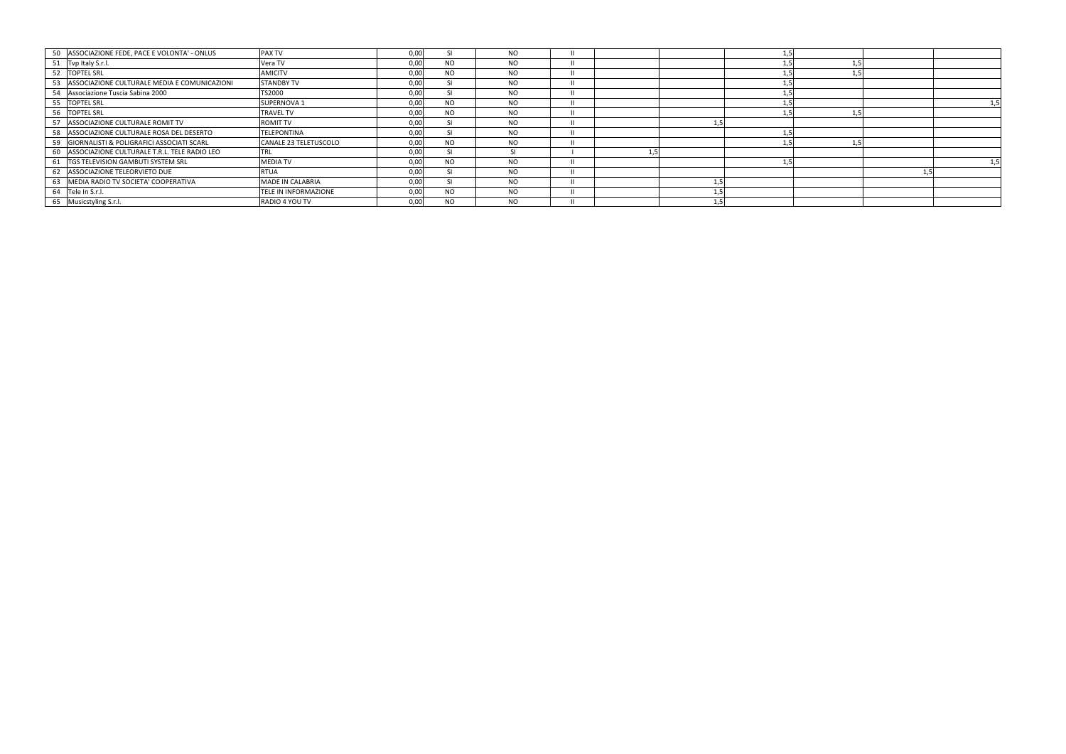| | | | | | | | | | | | | | |
|---|---|---|---|---|---|---|---|---|---|---|---|---|---|
| 50 | ASSOCIAZIONE FEDE, PACE E VOLONTA' - ONLUS | PAX TV | 0,00 | SI | NO | II | | | 1,5 | | | |
| 51 | Tvp Italy S.r.l. | Vera TV | 0,00 | NO | NO | II | | | 1,5 | 1,5 | | |
| 52 | TOPTEL SRL | AMICITV | 0,00 | NO | NO | II | | | 1,5 | 1,5 | | |
| 53 | ASSOCIAZIONE CULTURALE MEDIA E COMUNICAZIONI | STANDBY TV | 0,00 | SI | NO | II | | | 1,5 | | | |
| 54 | Associazione Tuscia Sabina 2000 | TS2000 | 0,00 | SI | NO | II | | | 1,5 | | | |
| 55 | TOPTEL SRL | SUPERNOVA 1 | 0,00 | NO | NO | II | | | 1,5 | | | 1,5 |
| 56 | TOPTEL SRL | TRAVEL TV | 0,00 | NO | NO | II | | | 1,5 | 1,5 | | |
| 57 | ASSOCIAZIONE CULTURALE ROMIT TV | ROMIT TV | 0,00 | SI | NO | II | | 1,5 | | | | |
| 58 | ASSOCIAZIONE CULTURALE ROSA DEL DESERTO | TELEPONTINA | 0,00 | SI | NO | II | | | 1,5 | | | |
| 59 | GIORNALISTI & POLIGRAFICI ASSOCIATI SCARL | CANALE 23 TELETUSCOLO | 0,00 | NO | NO | II | | | 1,5 | 1,5 | | |
| 60 | ASSOCIAZIONE CULTURALE T.R.L. TELE RADIO LEO | TRL | 0,00 | SI | SI | I | 1,5 | | | | | |
| 61 | TGS TELEVISION GAMBUTI SYSTEM SRL | MEDIA TV | 0,00 | NO | NO | II | | | 1,5 | | | 1,5 |
| 62 | ASSOCIAZIONE TELEORVIETO DUE | RTUA | 0,00 | SI | NO | II | | | | | 1,5 | |
| 63 | MEDIA RADIO TV SOCIETA' COOPERATIVA | MADE IN CALABRIA | 0,00 | SI | NO | II | | 1,5 | | | | |
| 64 | Tele In S.r.l. | TELE IN INFORMAZIONE | 0,00 | NO | NO | II | | 1,5 | | | | |
| 65 | Musicstyling S.r.l. | RADIO 4 YOU TV | 0,00 | NO | NO | II | | 1,5 | | | | |